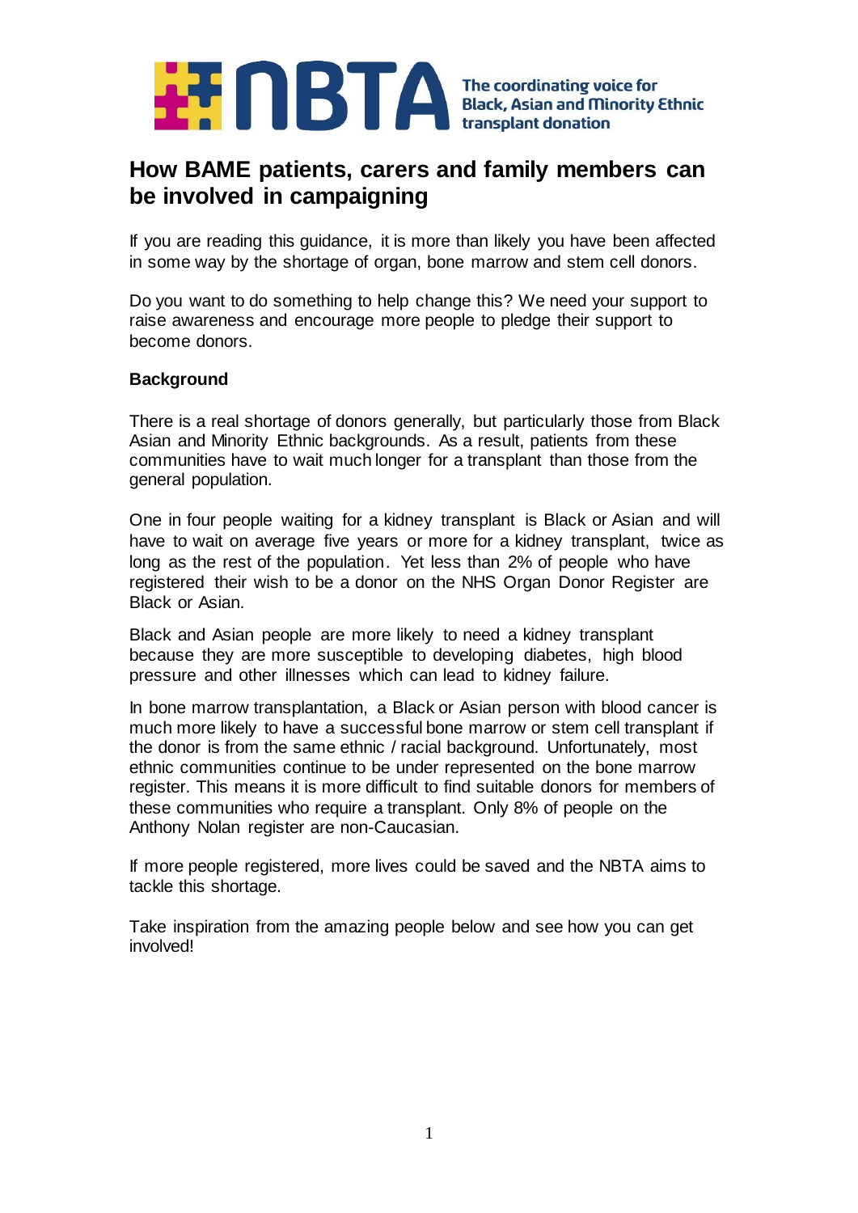NBTA The coordinating voice for Black, Asian and Minority Ethnic transplant donation

# How BAME patients, carers and family members can be involved in campaigning

If you are reading this guidance, it is more than likely you have been affected in some way by the shortage of organ, bone marrow and stem cell donors.

Do you want to do something to help change this? We need your support to raise awareness and encourage more people to pledge their support to become donors.

**Background**

There is a real shortage of donors generally, but particularly those from Black Asian and Minority Ethnic backgrounds. As a result, patients from these communities have to wait much longer for a transplant than those from the general population.

One in four people waiting for a kidney transplant is Black or Asian and will have to wait on average five years or more for a kidney transplant, twice as long as the rest of the population. Yet less than 2% of people who have registered their wish to be a donor on the NHS Organ Donor Register are Black or Asian.

Black and Asian people are more likely to need a kidney transplant because they are more susceptible to developing diabetes, high blood pressure and other illnesses which can lead to kidney failure.

In bone marrow transplantation, a Black or Asian person with blood cancer is much more likely to have a successful bone marrow or stem cell transplant if the donor is from the same ethnic / racial background. Unfortunately, most ethnic communities continue to be under represented on the bone marrow register. This means it is more difficult to find suitable donors for members of these communities who require a transplant. Only 8% of people on the Anthony Nolan register are non-Caucasian.

If more people registered, more lives could be saved and the NBTA aims to tackle this shortage.

Take inspiration from the amazing people below and see how you can get involved!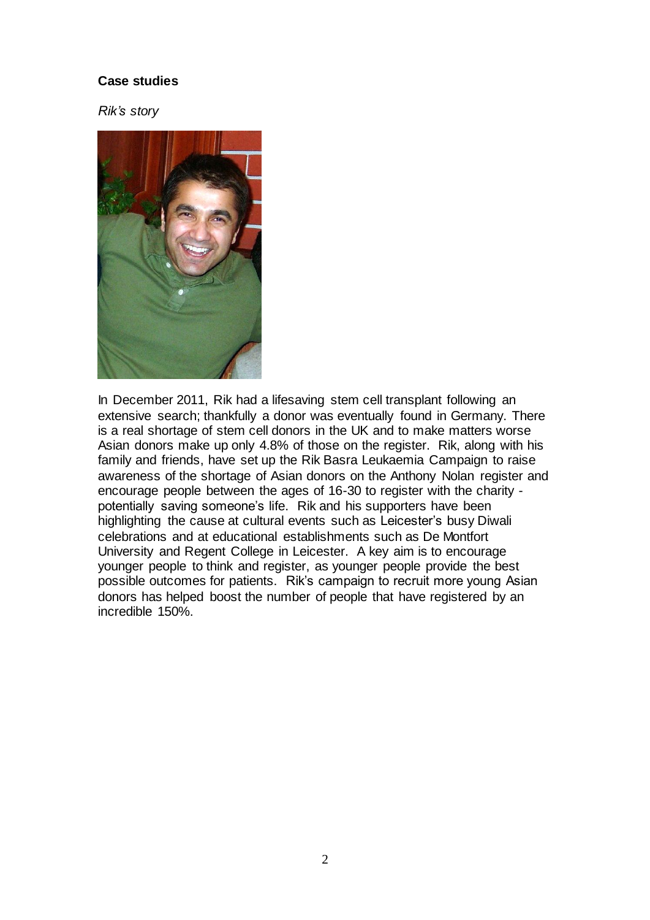**Case studies**

*Rik's story*

In December 2011, Rik had a lifesaving stem cell transplant following an extensive search; thankfully a donor was eventually found in Germany. There is a real shortage of stem cell donors in the UK and to make matters worse Asian donors make up only 4.8% of those on the register. Rik, along with his family and friends, have set up the Rik Basra Leukaemia Campaign to raise awareness of the shortage of Asian donors on the Anthony Nolan register and encourage people between the ages of 16-30 to register with the charity - potentially saving someone's life. Rik and his supporters have been highlighting the cause at cultural events such as Leicester's busy Diwali celebrations and at educational establishments such as De Montfort University and Regent College in Leicester. A key aim is to encourage younger people to think and register, as younger people provide the best possible outcomes for patients. Rik's campaign to recruit more young Asian donors has helped boost the number of people that have registered by an incredible 150%.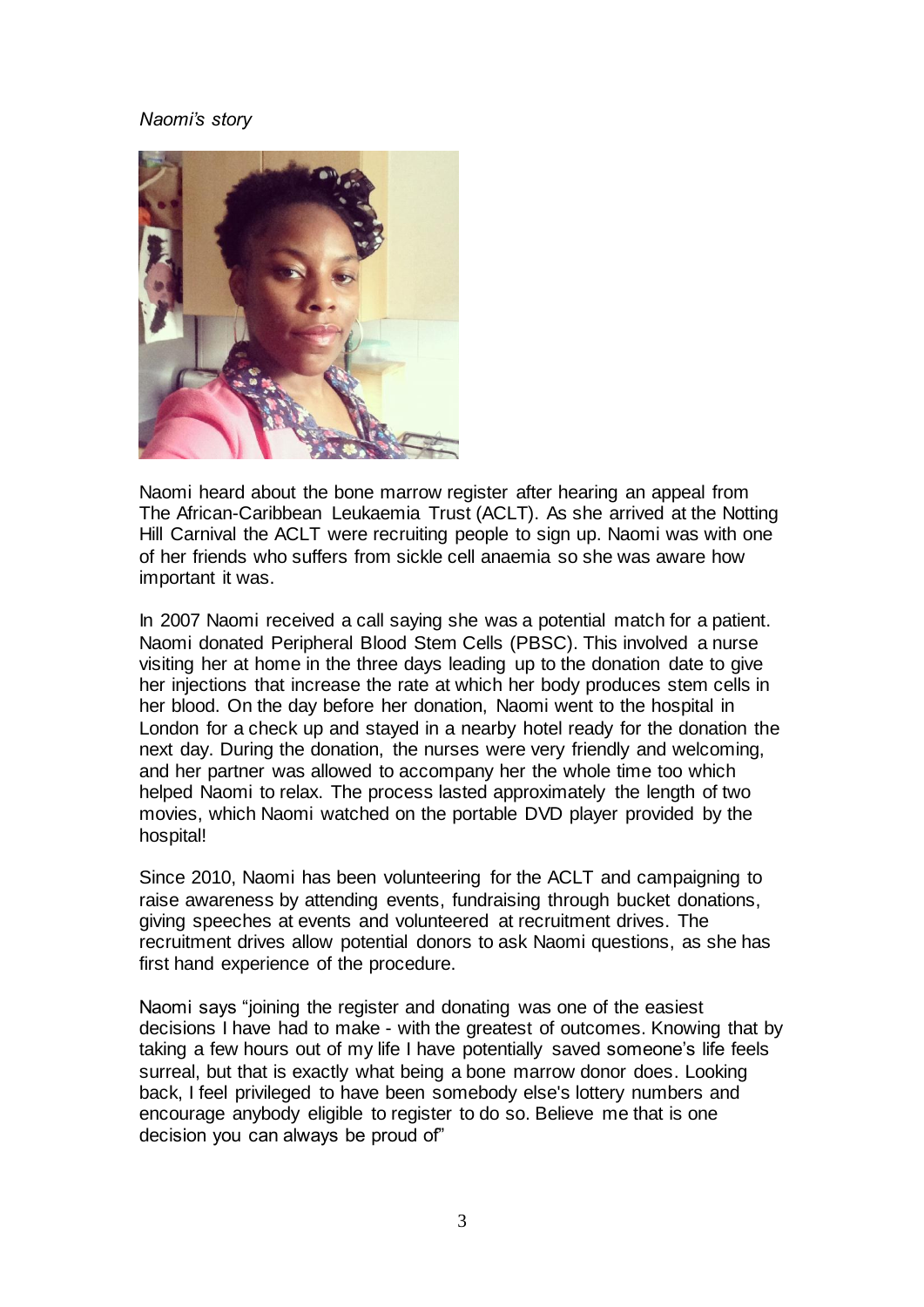*Naomi's story*

Naomi heard about the bone marrow register after hearing an appeal from The African-Caribbean Leukaemia Trust (ACLT). As she arrived at the Notting Hill Carnival the ACLT were recruiting people to sign up. Naomi was with one of her friends who suffers from sickle cell anaemia so she was aware how important it was.

In 2007 Naomi received a call saying she was a potential match for a patient. Naomi donated Peripheral Blood Stem Cells (PBSC). This involved a nurse visiting her at home in the three days leading up to the donation date to give her injections that increase the rate at which her body produces stem cells in her blood. On the day before her donation, Naomi went to the hospital in London for a check up and stayed in a nearby hotel ready for the donation the next day. During the donation, the nurses were very friendly and welcoming, and her partner was allowed to accompany her the whole time too which helped Naomi to relax. The process lasted approximately the length of two movies, which Naomi watched on the portable DVD player provided by the hospital!

Since 2010, Naomi has been volunteering for the ACLT and campaigning to raise awareness by attending events, fundraising through bucket donations, giving speeches at events and volunteered at recruitment drives. The recruitment drives allow potential donors to ask Naomi questions, as she has first hand experience of the procedure.

Naomi says "joining the register and donating was one of the easiest decisions I have had to make - with the greatest of outcomes. Knowing that by taking a few hours out of my life I have potentially saved someone's life feels surreal, but that is exactly what being a bone marrow donor does. Looking back, I feel privileged to have been somebody else's lottery numbers and encourage anybody eligible to register to do so. Believe me that is one decision you can always be proud of"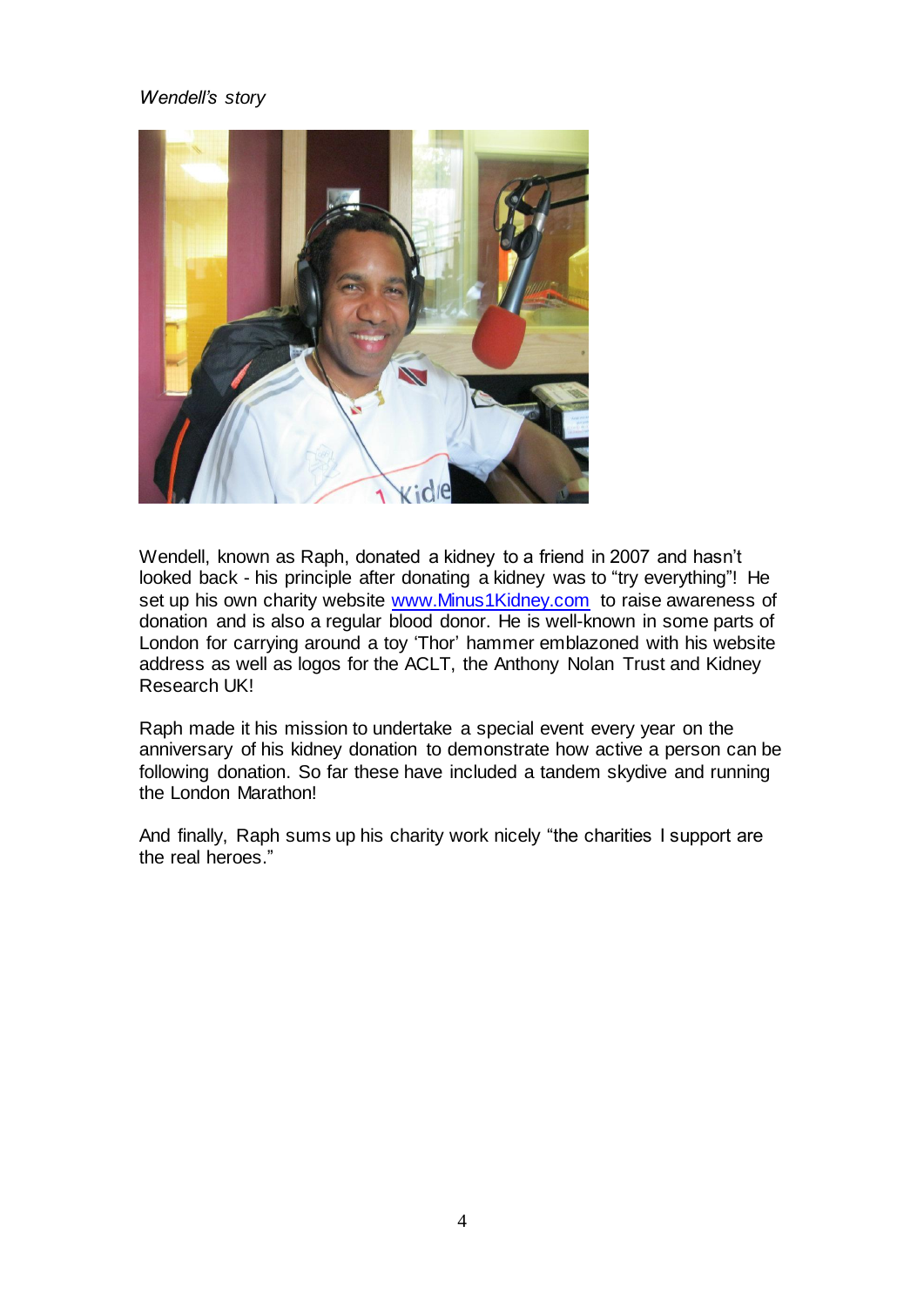*Wendell's story*

Wendell, known as Raph, donated a kidney to a friend in 2007 and hasn't looked back - his principle after donating a kidney was to "try everything"! He set up his own charity website www.Minus1Kidney.com to raise awareness of donation and is also a regular blood donor. He is well-known in some parts of London for carrying around a toy 'Thor' hammer emblazoned with his website address as well as logos for the ACLT, the Anthony Nolan Trust and Kidney Research UK!

Raph made it his mission to undertake a special event every year on the anniversary of his kidney donation to demonstrate how active a person can be following donation. So far these have included a tandem skydive and running the London Marathon!

And finally, Raph sums up his charity work nicely "the charities I support are the real heroes."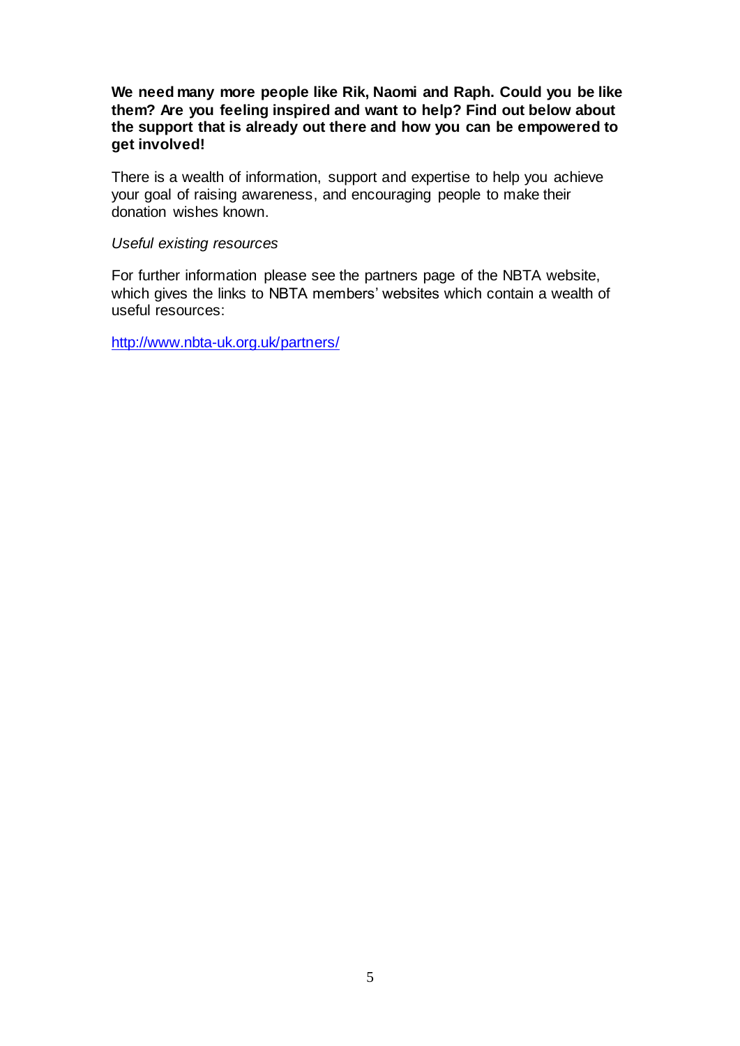**We need many more people like Rik, Naomi and Raph. Could you be like them? Are you feeling inspired and want to help? Find out below about the support that is already out there and how you can be empowered to get involved!**

There is a wealth of information, support and expertise to help you achieve your goal of raising awareness, and encouraging people to make their donation wishes known.

*Useful existing resources*

For further information please see the partners page of the NBTA website, which gives the links to NBTA members' websites which contain a wealth of useful resources:

http://www.nbta-uk.org.uk/partners/